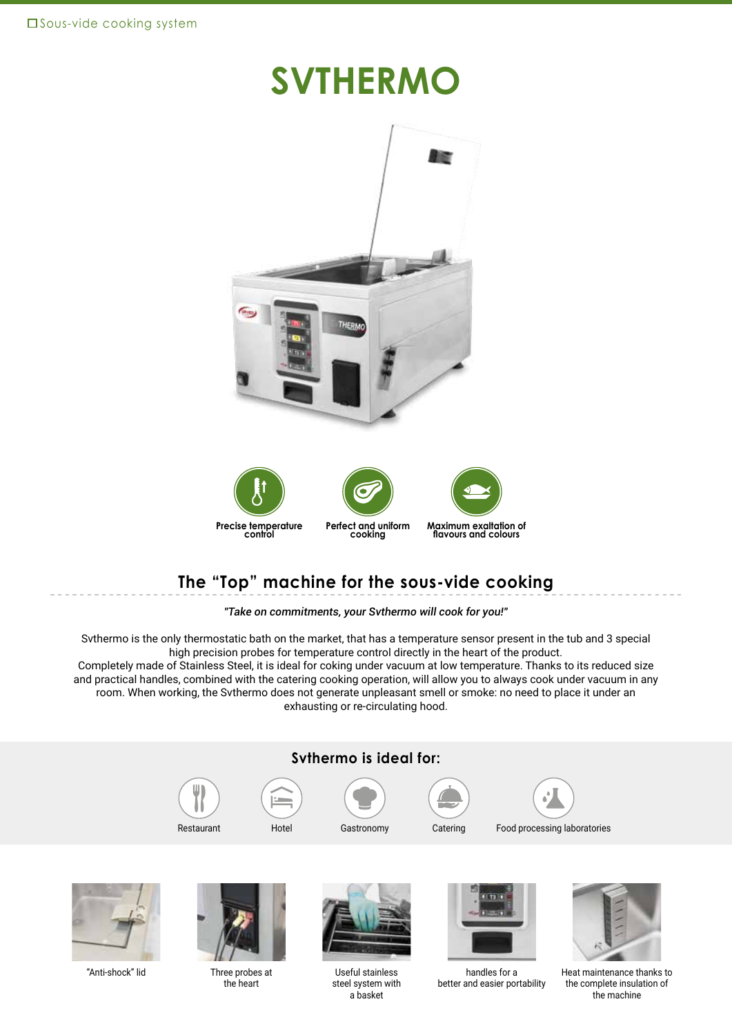☐ Sous-vide cooking system

# SVTHERMO

**Precise temperature control**

**Perfect and uniform cooking**

**Maximum exaltation of flavours and colours**

## The “Top” machine for the sous-vide cooking

*"Take on commitments, your Svthermo will cook for you!"*

Svthermo is the only thermostatic bath on the market, that has a temperature sensor present in the tub and 3 special high precision probes for temperature control directly in the heart of the product.
Completely made of Stainless Steel, it is ideal for coking under vacuum at low temperature. Thanks to its reduced size and practical handles, combined with the catering cooking operation, will allow you to always cook under vacuum in any room. When working, the Svthermo does not generate unpleasant smell or smoke: no need to place it under an exhausting or re-circulating hood.

### Svthermo is ideal for:

Restaurant

Hotel

Gastronomy

Catering

Food processing laboratories

“Anti-shock” lid

Three probes at the heart

Useful stainless steel system with a basket

handles for a better and easier portability

Heat maintenance thanks to the complete insulation of the machine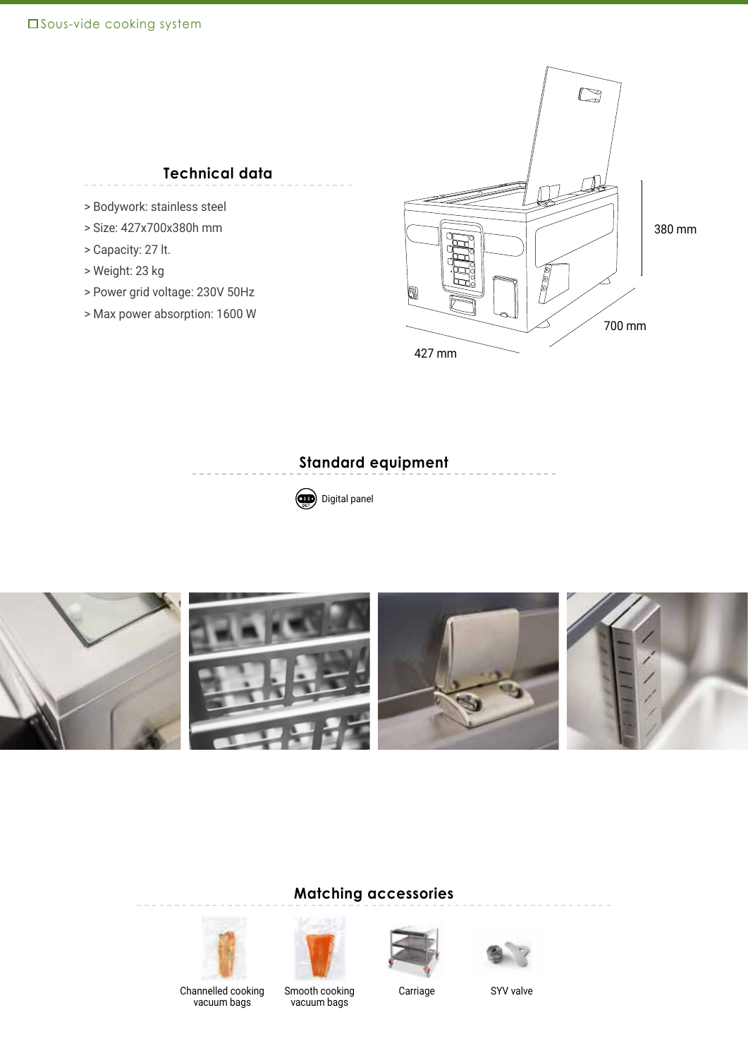## Technical data

> Bodywork: stainless steel
> Size: 427x700x380h mm
> Capacity: 27 lt.
> Weight: 23 kg
> Power grid voltage: 230V 50Hz
> Max power absorption: 1600 W

380 mm

700 mm

427 mm

## Standard equipment

Digital panel

## Matching accessories

Channelled cooking vacuum bags

Smooth cooking vacuum bags

Carriage

SYV valve